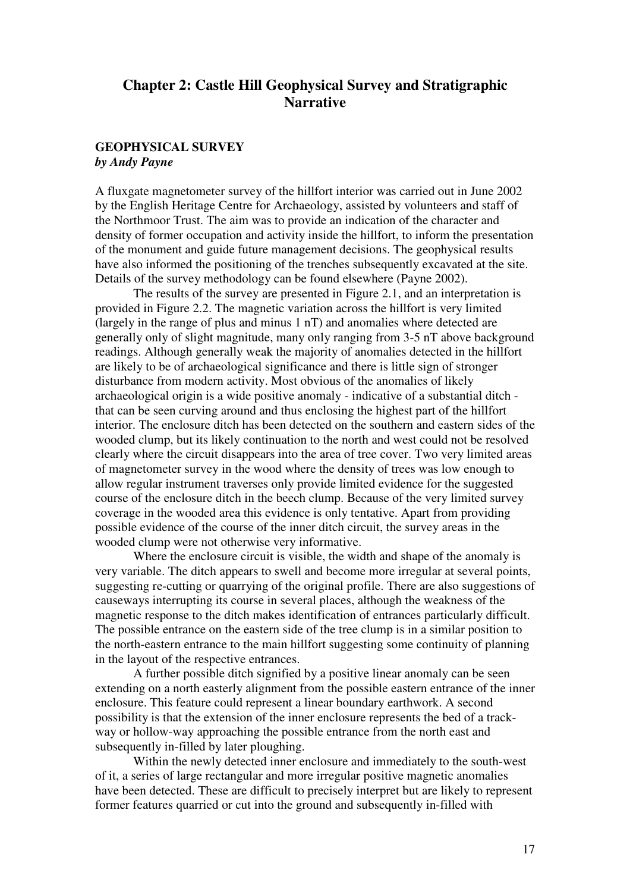# Chapter 2: Castle Hill Geophysical Survey and Stratigraphic Narrative

## GEOPHYSICAL SURVEY

***by Andy Payne***

A fluxgate magnetometer survey of the hillfort interior was carried out in June 2002 by the English Heritage Centre for Archaeology, assisted by volunteers and staff of the Northmoor Trust. The aim was to provide an indication of the character and density of former occupation and activity inside the hillfort, to inform the presentation of the monument and guide future management decisions. The geophysical results have also informed the positioning of the trenches subsequently excavated at the site. Details of the survey methodology can be found elsewhere (Payne 2002).

The results of the survey are presented in Figure 2.1, and an interpretation is provided in Figure 2.2. The magnetic variation across the hillfort is very limited (largely in the range of plus and minus 1 nT) and anomalies where detected are generally only of slight magnitude, many only ranging from 3-5 nT above background readings. Although generally weak the majority of anomalies detected in the hillfort are likely to be of archaeological significance and there is little sign of stronger disturbance from modern activity. Most obvious of the anomalies of likely archaeological origin is a wide positive anomaly - indicative of a substantial ditch - that can be seen curving around and thus enclosing the highest part of the hillfort interior. The enclosure ditch has been detected on the southern and eastern sides of the wooded clump, but its likely continuation to the north and west could not be resolved clearly where the circuit disappears into the area of tree cover. Two very limited areas of magnetometer survey in the wood where the density of trees was low enough to allow regular instrument traverses only provide limited evidence for the suggested course of the enclosure ditch in the beech clump. Because of the very limited survey coverage in the wooded area this evidence is only tentative. Apart from providing possible evidence of the course of the inner ditch circuit, the survey areas in the wooded clump were not otherwise very informative.

Where the enclosure circuit is visible, the width and shape of the anomaly is very variable. The ditch appears to swell and become more irregular at several points, suggesting re-cutting or quarrying of the original profile. There are also suggestions of causeways interrupting its course in several places, although the weakness of the magnetic response to the ditch makes identification of entrances particularly difficult. The possible entrance on the eastern side of the tree clump is in a similar position to the north-eastern entrance to the main hillfort suggesting some continuity of planning in the layout of the respective entrances.

A further possible ditch signified by a positive linear anomaly can be seen extending on a north easterly alignment from the possible eastern entrance of the inner enclosure. This feature could represent a linear boundary earthwork. A second possibility is that the extension of the inner enclosure represents the bed of a track-way or hollow-way approaching the possible entrance from the north east and subsequently in-filled by later ploughing.

Within the newly detected inner enclosure and immediately to the south-west of it, a series of large rectangular and more irregular positive magnetic anomalies have been detected. These are difficult to precisely interpret but are likely to represent former features quarried or cut into the ground and subsequently in-filled with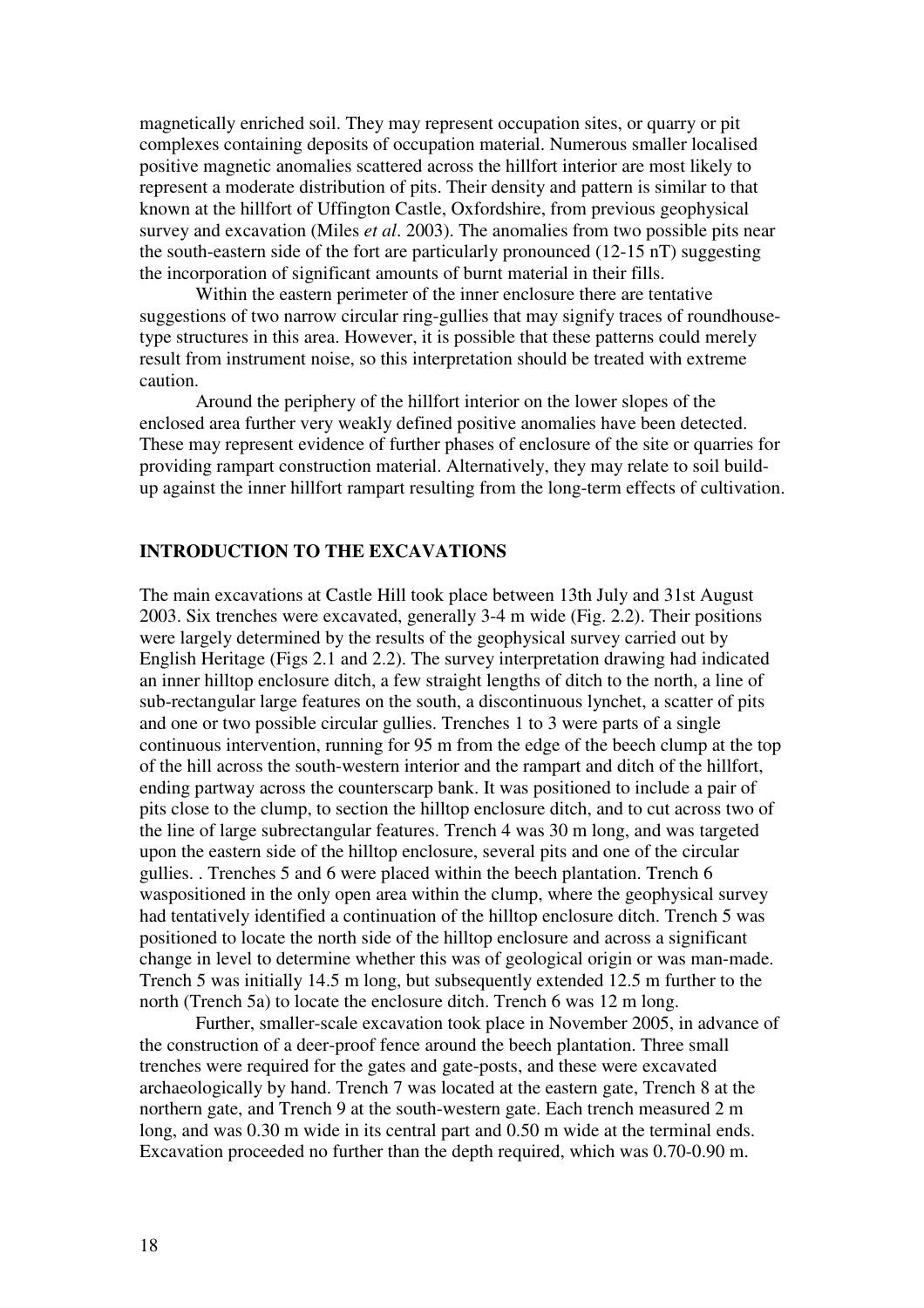magnetically enriched soil. They may represent occupation sites, or quarry or pit complexes containing deposits of occupation material. Numerous smaller localised positive magnetic anomalies scattered across the hillfort interior are most likely to represent a moderate distribution of pits. Their density and pattern is similar to that known at the hillfort of Uffington Castle, Oxfordshire, from previous geophysical survey and excavation (Miles *et al*. 2003). The anomalies from two possible pits near the south-eastern side of the fort are particularly pronounced (12-15 nT) suggesting the incorporation of significant amounts of burnt material in their fills.

Within the eastern perimeter of the inner enclosure there are tentative suggestions of two narrow circular ring-gullies that may signify traces of roundhouse-type structures in this area. However, it is possible that these patterns could merely result from instrument noise, so this interpretation should be treated with extreme caution.

Around the periphery of the hillfort interior on the lower slopes of the enclosed area further very weakly defined positive anomalies have been detected. These may represent evidence of further phases of enclosure of the site or quarries for providing rampart construction material. Alternatively, they may relate to soil build-up against the inner hillfort rampart resulting from the long-term effects of cultivation.

## INTRODUCTION TO THE EXCAVATIONS

The main excavations at Castle Hill took place between 13th July and 31st August 2003. Six trenches were excavated, generally 3-4 m wide (Fig. 2.2). Their positions were largely determined by the results of the geophysical survey carried out by English Heritage (Figs 2.1 and 2.2). The survey interpretation drawing had indicated an inner hilltop enclosure ditch, a few straight lengths of ditch to the north, a line of sub-rectangular large features on the south, a discontinuous lynchet, a scatter of pits and one or two possible circular gullies. Trenches 1 to 3 were parts of a single continuous intervention, running for 95 m from the edge of the beech clump at the top of the hill across the south-western interior and the rampart and ditch of the hillfort, ending partway across the counterscarp bank. It was positioned to include a pair of pits close to the clump, to section the hilltop enclosure ditch, and to cut across two of the line of large subrectangular features. Trench 4 was 30 m long, and was targeted upon the eastern side of the hilltop enclosure, several pits and one of the circular gullies. . Trenches 5 and 6 were placed within the beech plantation. Trench 6 waspositioned in the only open area within the clump, where the geophysical survey had tentatively identified a continuation of the hilltop enclosure ditch. Trench 5 was positioned to locate the north side of the hilltop enclosure and across a significant change in level to determine whether this was of geological origin or was man-made. Trench 5 was initially 14.5 m long, but subsequently extended 12.5 m further to the north (Trench 5a) to locate the enclosure ditch. Trench 6 was 12 m long.

Further, smaller-scale excavation took place in November 2005, in advance of the construction of a deer-proof fence around the beech plantation. Three small trenches were required for the gates and gate-posts, and these were excavated archaeologically by hand. Trench 7 was located at the eastern gate, Trench 8 at the northern gate, and Trench 9 at the south-western gate. Each trench measured 2 m long, and was 0.30 m wide in its central part and 0.50 m wide at the terminal ends. Excavation proceeded no further than the depth required, which was 0.70-0.90 m.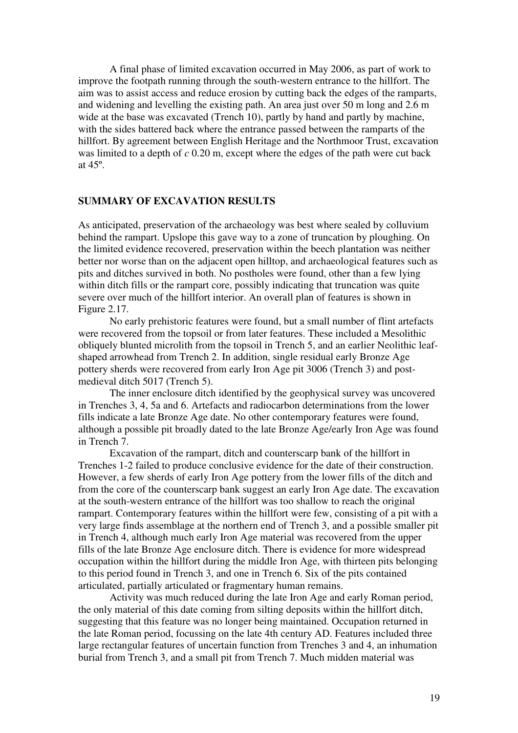A final phase of limited excavation occurred in May 2006, as part of work to improve the footpath running through the south-western entrance to the hillfort. The aim was to assist access and reduce erosion by cutting back the edges of the ramparts, and widening and levelling the existing path. An area just over 50 m long and 2.6 m wide at the base was excavated (Trench 10), partly by hand and partly by machine, with the sides battered back where the entrance passed between the ramparts of the hillfort. By agreement between English Heritage and the Northmoor Trust, excavation was limited to a depth of *c* 0.20 m, except where the edges of the path were cut back at 45º.

## SUMMARY OF EXCAVATION RESULTS

As anticipated, preservation of the archaeology was best where sealed by colluvium behind the rampart. Upslope this gave way to a zone of truncation by ploughing. On the limited evidence recovered, preservation within the beech plantation was neither better nor worse than on the adjacent open hilltop, and archaeological features such as pits and ditches survived in both. No postholes were found, other than a few lying within ditch fills or the rampart core, possibly indicating that truncation was quite severe over much of the hillfort interior. An overall plan of features is shown in Figure 2.17.

No early prehistoric features were found, but a small number of flint artefacts were recovered from the topsoil or from later features. These included a Mesolithic obliquely blunted microlith from the topsoil in Trench 5, and an earlier Neolithic leaf-shaped arrowhead from Trench 2. In addition, single residual early Bronze Age pottery sherds were recovered from early Iron Age pit 3006 (Trench 3) and post-medieval ditch 5017 (Trench 5).

The inner enclosure ditch identified by the geophysical survey was uncovered in Trenches 3, 4, 5a and 6. Artefacts and radiocarbon determinations from the lower fills indicate a late Bronze Age date. No other contemporary features were found, although a possible pit broadly dated to the late Bronze Age/early Iron Age was found in Trench 7.

Excavation of the rampart, ditch and counterscarp bank of the hillfort in Trenches 1-2 failed to produce conclusive evidence for the date of their construction. However, a few sherds of early Iron Age pottery from the lower fills of the ditch and from the core of the counterscarp bank suggest an early Iron Age date. The excavation at the south-western entrance of the hillfort was too shallow to reach the original rampart. Contemporary features within the hillfort were few, consisting of a pit with a very large finds assemblage at the northern end of Trench 3, and a possible smaller pit in Trench 4, although much early Iron Age material was recovered from the upper fills of the late Bronze Age enclosure ditch. There is evidence for more widespread occupation within the hillfort during the middle Iron Age, with thirteen pits belonging to this period found in Trench 3, and one in Trench 6. Six of the pits contained articulated, partially articulated or fragmentary human remains.

Activity was much reduced during the late Iron Age and early Roman period, the only material of this date coming from silting deposits within the hillfort ditch, suggesting that this feature was no longer being maintained. Occupation returned in the late Roman period, focussing on the late 4th century AD. Features included three large rectangular features of uncertain function from Trenches 3 and 4, an inhumation burial from Trench 3, and a small pit from Trench 7. Much midden material was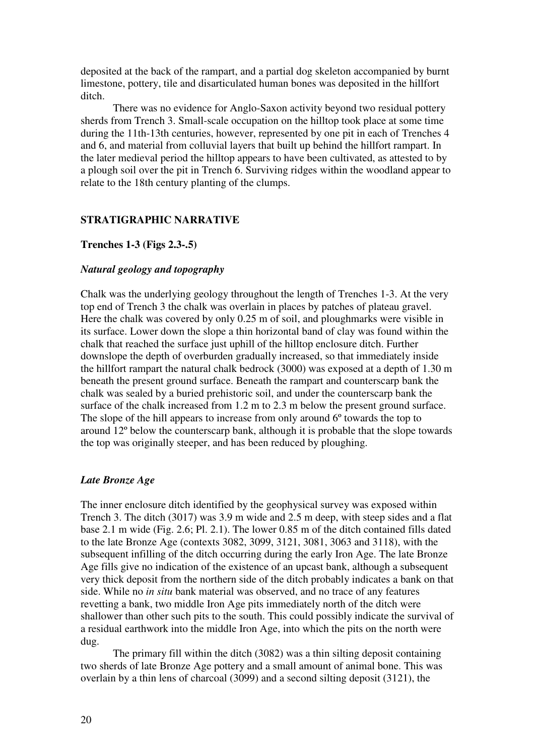deposited at the back of the rampart, and a partial dog skeleton accompanied by burnt limestone, pottery, tile and disarticulated human bones was deposited in the hillfort ditch.

There was no evidence for Anglo-Saxon activity beyond two residual pottery sherds from Trench 3. Small-scale occupation on the hilltop took place at some time during the 11th-13th centuries, however, represented by one pit in each of Trenches 4 and 6, and material from colluvial layers that built up behind the hillfort rampart. In the later medieval period the hilltop appears to have been cultivated, as attested to by a plough soil over the pit in Trench 6. Surviving ridges within the woodland appear to relate to the 18th century planting of the clumps.

## STRATIGRAPHIC NARRATIVE

### Trenches 1-3 (Figs 2.3-.5)

#### *Natural geology and topography*

Chalk was the underlying geology throughout the length of Trenches 1-3. At the very top end of Trench 3 the chalk was overlain in places by patches of plateau gravel. Here the chalk was covered by only 0.25 m of soil, and ploughmarks were visible in its surface. Lower down the slope a thin horizontal band of clay was found within the chalk that reached the surface just uphill of the hilltop enclosure ditch. Further downslope the depth of overburden gradually increased, so that immediately inside the hillfort rampart the natural chalk bedrock (3000) was exposed at a depth of 1.30 m beneath the present ground surface. Beneath the rampart and counterscarp bank the chalk was sealed by a buried prehistoric soil, and under the counterscarp bank the surface of the chalk increased from 1.2 m to 2.3 m below the present ground surface. The slope of the hill appears to increase from only around 6º towards the top to around 12º below the counterscarp bank, although it is probable that the slope towards the top was originally steeper, and has been reduced by ploughing.

#### *Late Bronze Age*

The inner enclosure ditch identified by the geophysical survey was exposed within Trench 3. The ditch (3017) was 3.9 m wide and 2.5 m deep, with steep sides and a flat base 2.1 m wide (Fig. 2.6; Pl. 2.1). The lower 0.85 m of the ditch contained fills dated to the late Bronze Age (contexts 3082, 3099, 3121, 3081, 3063 and 3118), with the subsequent infilling of the ditch occurring during the early Iron Age. The late Bronze Age fills give no indication of the existence of an upcast bank, although a subsequent very thick deposit from the northern side of the ditch probably indicates a bank on that side. While no *in situ* bank material was observed, and no trace of any features revetting a bank, two middle Iron Age pits immediately north of the ditch were shallower than other such pits to the south. This could possibly indicate the survival of a residual earthwork into the middle Iron Age, into which the pits on the north were dug.

The primary fill within the ditch (3082) was a thin silting deposit containing two sherds of late Bronze Age pottery and a small amount of animal bone. This was overlain by a thin lens of charcoal (3099) and a second silting deposit (3121), the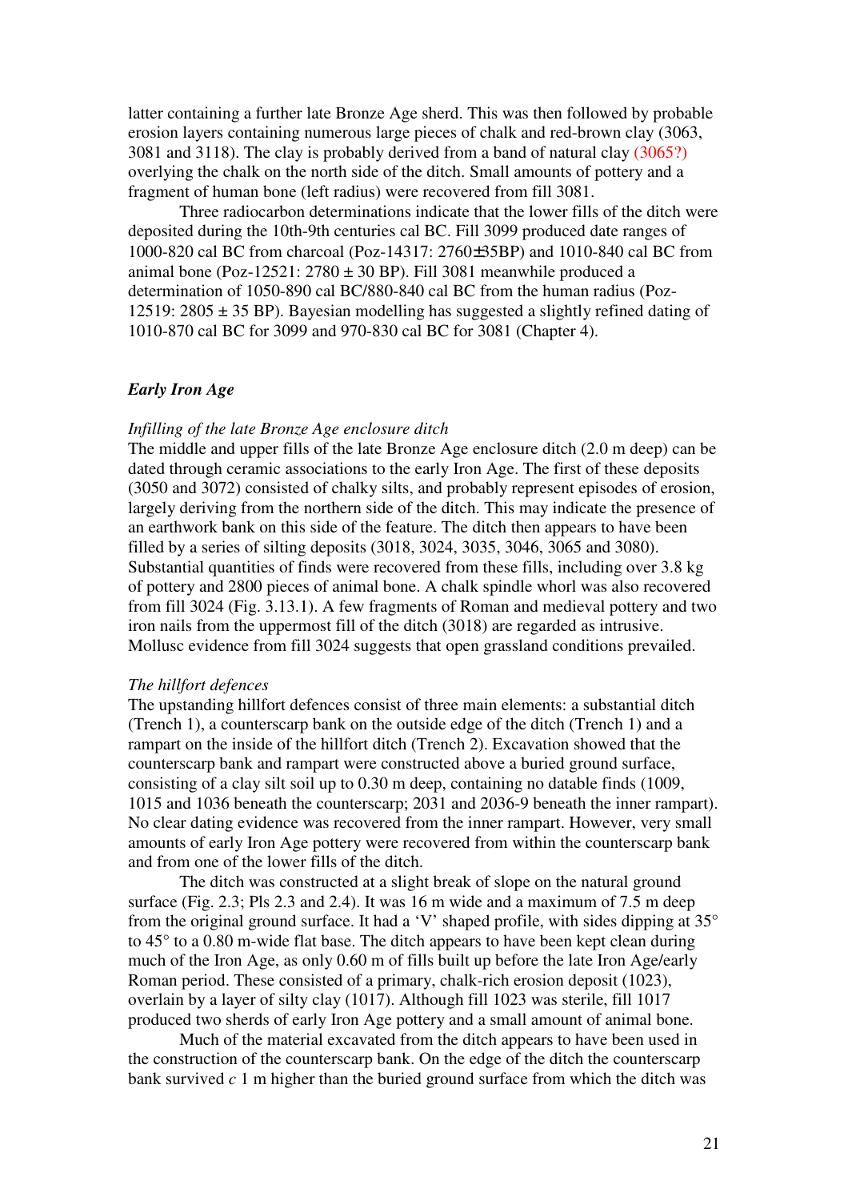latter containing a further late Bronze Age sherd. This was then followed by probable erosion layers containing numerous large pieces of chalk and red-brown clay (3063, 3081 and 3118). The clay is probably derived from a band of natural clay (3065?) overlying the chalk on the north side of the ditch. Small amounts of pottery and a fragment of human bone (left radius) were recovered from fill 3081.

Three radiocarbon determinations indicate that the lower fills of the ditch were deposited during the 10th-9th centuries cal BC. Fill 3099 produced date ranges of 1000-820 cal BC from charcoal (Poz-14317: 2760±35BP) and 1010-840 cal BC from animal bone (Poz-12521: 2780 ± 30 BP). Fill 3081 meanwhile produced a determination of 1050-890 cal BC/880-840 cal BC from the human radius (Poz-12519: 2805 ± 35 BP). Bayesian modelling has suggested a slightly refined dating of 1010-870 cal BC for 3099 and 970-830 cal BC for 3081 (Chapter 4).

### *Early Iron Age*

*Infilling of the late Bronze Age enclosure ditch*

The middle and upper fills of the late Bronze Age enclosure ditch (2.0 m deep) can be dated through ceramic associations to the early Iron Age. The first of these deposits (3050 and 3072) consisted of chalky silts, and probably represent episodes of erosion, largely deriving from the northern side of the ditch. This may indicate the presence of an earthwork bank on this side of the feature. The ditch then appears to have been filled by a series of silting deposits (3018, 3024, 3035, 3046, 3065 and 3080). Substantial quantities of finds were recovered from these fills, including over 3.8 kg of pottery and 2800 pieces of animal bone. A chalk spindle whorl was also recovered from fill 3024 (Fig. 3.13.1). A few fragments of Roman and medieval pottery and two iron nails from the uppermost fill of the ditch (3018) are regarded as intrusive. Mollusc evidence from fill 3024 suggests that open grassland conditions prevailed.

*The hillfort defences*

The upstanding hillfort defences consist of three main elements: a substantial ditch (Trench 1), a counterscarp bank on the outside edge of the ditch (Trench 1) and a rampart on the inside of the hillfort ditch (Trench 2). Excavation showed that the counterscarp bank and rampart were constructed above a buried ground surface, consisting of a clay silt soil up to 0.30 m deep, containing no datable finds (1009, 1015 and 1036 beneath the counterscarp; 2031 and 2036-9 beneath the inner rampart). No clear dating evidence was recovered from the inner rampart. However, very small amounts of early Iron Age pottery were recovered from within the counterscarp bank and from one of the lower fills of the ditch.

The ditch was constructed at a slight break of slope on the natural ground surface (Fig. 2.3; Pls 2.3 and 2.4). It was 16 m wide and a maximum of 7.5 m deep from the original ground surface. It had a 'V' shaped profile, with sides dipping at 35° to 45° to a 0.80 m-wide flat base. The ditch appears to have been kept clean during much of the Iron Age, as only 0.60 m of fills built up before the late Iron Age/early Roman period. These consisted of a primary, chalk-rich erosion deposit (1023), overlain by a layer of silty clay (1017). Although fill 1023 was sterile, fill 1017 produced two sherds of early Iron Age pottery and a small amount of animal bone.

Much of the material excavated from the ditch appears to have been used in the construction of the counterscarp bank. On the edge of the ditch the counterscarp bank survived *c* 1 m higher than the buried ground surface from which the ditch was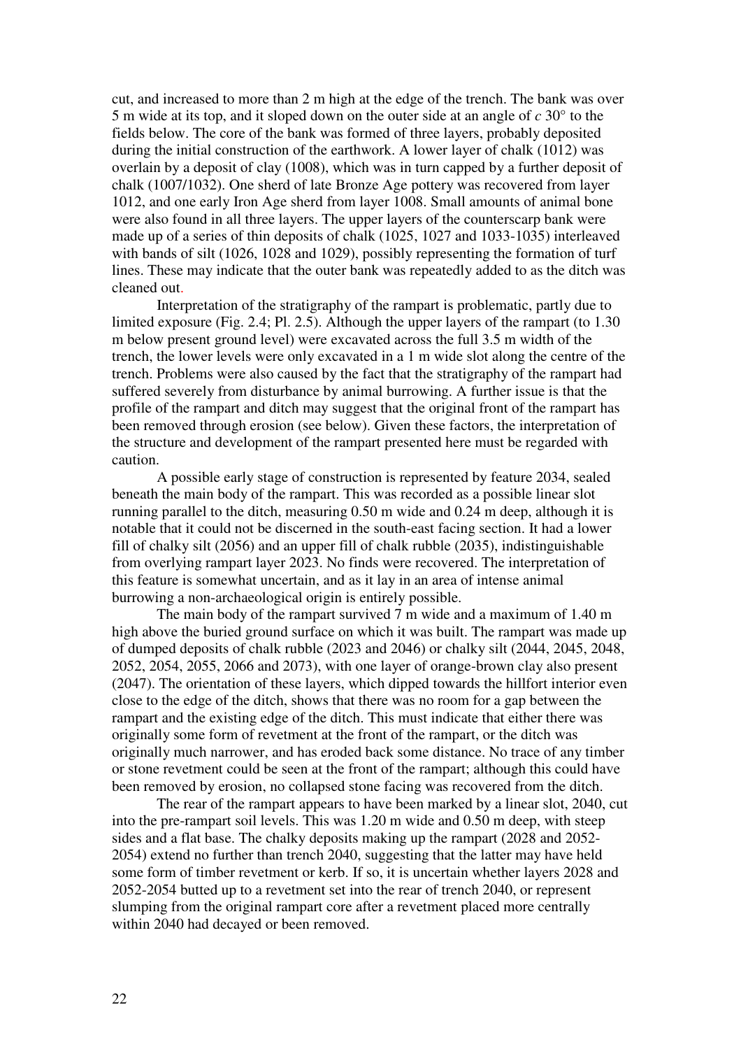cut, and increased to more than 2 m high at the edge of the trench. The bank was over 5 m wide at its top, and it sloped down on the outer side at an angle of *c* 30° to the fields below. The core of the bank was formed of three layers, probably deposited during the initial construction of the earthwork. A lower layer of chalk (1012) was overlain by a deposit of clay (1008), which was in turn capped by a further deposit of chalk (1007/1032). One sherd of late Bronze Age pottery was recovered from layer 1012, and one early Iron Age sherd from layer 1008. Small amounts of animal bone were also found in all three layers. The upper layers of the counterscarp bank were made up of a series of thin deposits of chalk (1025, 1027 and 1033-1035) interleaved with bands of silt (1026, 1028 and 1029), possibly representing the formation of turf lines. These may indicate that the outer bank was repeatedly added to as the ditch was cleaned out.

Interpretation of the stratigraphy of the rampart is problematic, partly due to limited exposure (Fig. 2.4; Pl. 2.5). Although the upper layers of the rampart (to 1.30 m below present ground level) were excavated across the full 3.5 m width of the trench, the lower levels were only excavated in a 1 m wide slot along the centre of the trench. Problems were also caused by the fact that the stratigraphy of the rampart had suffered severely from disturbance by animal burrowing. A further issue is that the profile of the rampart and ditch may suggest that the original front of the rampart has been removed through erosion (see below). Given these factors, the interpretation of the structure and development of the rampart presented here must be regarded with caution.

A possible early stage of construction is represented by feature 2034, sealed beneath the main body of the rampart. This was recorded as a possible linear slot running parallel to the ditch, measuring 0.50 m wide and 0.24 m deep, although it is notable that it could not be discerned in the south-east facing section. It had a lower fill of chalky silt (2056) and an upper fill of chalk rubble (2035), indistinguishable from overlying rampart layer 2023. No finds were recovered. The interpretation of this feature is somewhat uncertain, and as it lay in an area of intense animal burrowing a non-archaeological origin is entirely possible.

The main body of the rampart survived 7 m wide and a maximum of 1.40 m high above the buried ground surface on which it was built. The rampart was made up of dumped deposits of chalk rubble (2023 and 2046) or chalky silt (2044, 2045, 2048, 2052, 2054, 2055, 2066 and 2073), with one layer of orange-brown clay also present (2047). The orientation of these layers, which dipped towards the hillfort interior even close to the edge of the ditch, shows that there was no room for a gap between the rampart and the existing edge of the ditch. This must indicate that either there was originally some form of revetment at the front of the rampart, or the ditch was originally much narrower, and has eroded back some distance. No trace of any timber or stone revetment could be seen at the front of the rampart; although this could have been removed by erosion, no collapsed stone facing was recovered from the ditch.

The rear of the rampart appears to have been marked by a linear slot, 2040, cut into the pre-rampart soil levels. This was 1.20 m wide and 0.50 m deep, with steep sides and a flat base. The chalky deposits making up the rampart (2028 and 2052-2054) extend no further than trench 2040, suggesting that the latter may have held some form of timber revetment or kerb. If so, it is uncertain whether layers 2028 and 2052-2054 butted up to a revetment set into the rear of trench 2040, or represent slumping from the original rampart core after a revetment placed more centrally within 2040 had decayed or been removed.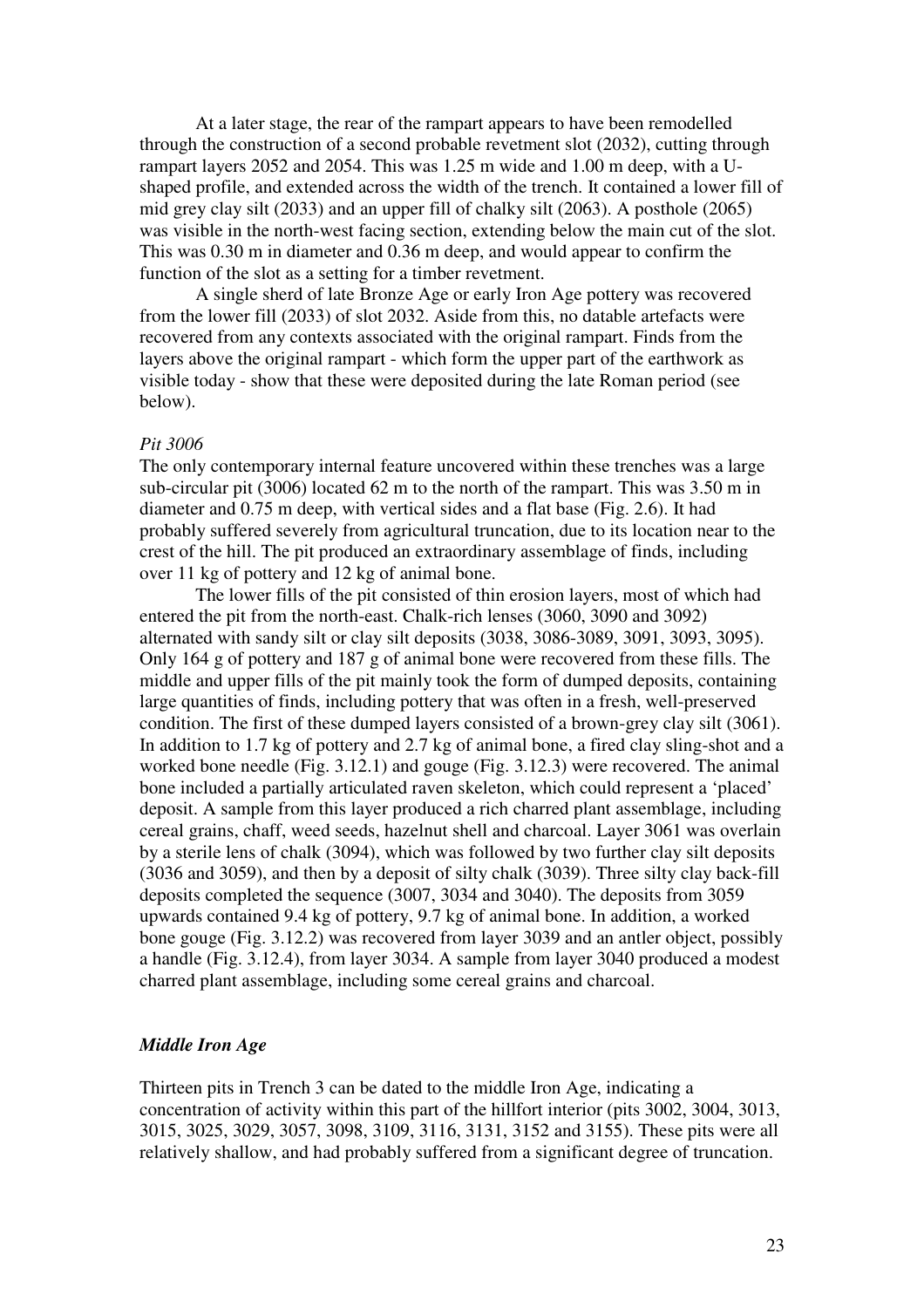At a later stage, the rear of the rampart appears to have been remodelled through the construction of a second probable revetment slot (2032), cutting through rampart layers 2052 and 2054. This was 1.25 m wide and 1.00 m deep, with a U-shaped profile, and extended across the width of the trench. It contained a lower fill of mid grey clay silt (2033) and an upper fill of chalky silt (2063). A posthole (2065) was visible in the north-west facing section, extending below the main cut of the slot. This was 0.30 m in diameter and 0.36 m deep, and would appear to confirm the function of the slot as a setting for a timber revetment.

A single sherd of late Bronze Age or early Iron Age pottery was recovered from the lower fill (2033) of slot 2032. Aside from this, no datable artefacts were recovered from any contexts associated with the original rampart. Finds from the layers above the original rampart - which form the upper part of the earthwork as visible today - show that these were deposited during the late Roman period (see below).

*Pit 3006*

The only contemporary internal feature uncovered within these trenches was a large sub-circular pit (3006) located 62 m to the north of the rampart. This was 3.50 m in diameter and 0.75 m deep, with vertical sides and a flat base (Fig. 2.6). It had probably suffered severely from agricultural truncation, due to its location near to the crest of the hill. The pit produced an extraordinary assemblage of finds, including over 11 kg of pottery and 12 kg of animal bone.

The lower fills of the pit consisted of thin erosion layers, most of which had entered the pit from the north-east. Chalk-rich lenses (3060, 3090 and 3092) alternated with sandy silt or clay silt deposits (3038, 3086-3089, 3091, 3093, 3095). Only 164 g of pottery and 187 g of animal bone were recovered from these fills. The middle and upper fills of the pit mainly took the form of dumped deposits, containing large quantities of finds, including pottery that was often in a fresh, well-preserved condition. The first of these dumped layers consisted of a brown-grey clay silt (3061). In addition to 1.7 kg of pottery and 2.7 kg of animal bone, a fired clay sling-shot and a worked bone needle (Fig. 3.12.1) and gouge (Fig. 3.12.3) were recovered. The animal bone included a partially articulated raven skeleton, which could represent a 'placed' deposit. A sample from this layer produced a rich charred plant assemblage, including cereal grains, chaff, weed seeds, hazelnut shell and charcoal. Layer 3061 was overlain by a sterile lens of chalk (3094), which was followed by two further clay silt deposits (3036 and 3059), and then by a deposit of silty chalk (3039). Three silty clay back-fill deposits completed the sequence (3007, 3034 and 3040). The deposits from 3059 upwards contained 9.4 kg of pottery, 9.7 kg of animal bone. In addition, a worked bone gouge (Fig. 3.12.2) was recovered from layer 3039 and an antler object, possibly a handle (Fig. 3.12.4), from layer 3034. A sample from layer 3040 produced a modest charred plant assemblage, including some cereal grains and charcoal.

### *Middle Iron Age*

Thirteen pits in Trench 3 can be dated to the middle Iron Age, indicating a concentration of activity within this part of the hillfort interior (pits 3002, 3004, 3013, 3015, 3025, 3029, 3057, 3098, 3109, 3116, 3131, 3152 and 3155). These pits were all relatively shallow, and had probably suffered from a significant degree of truncation.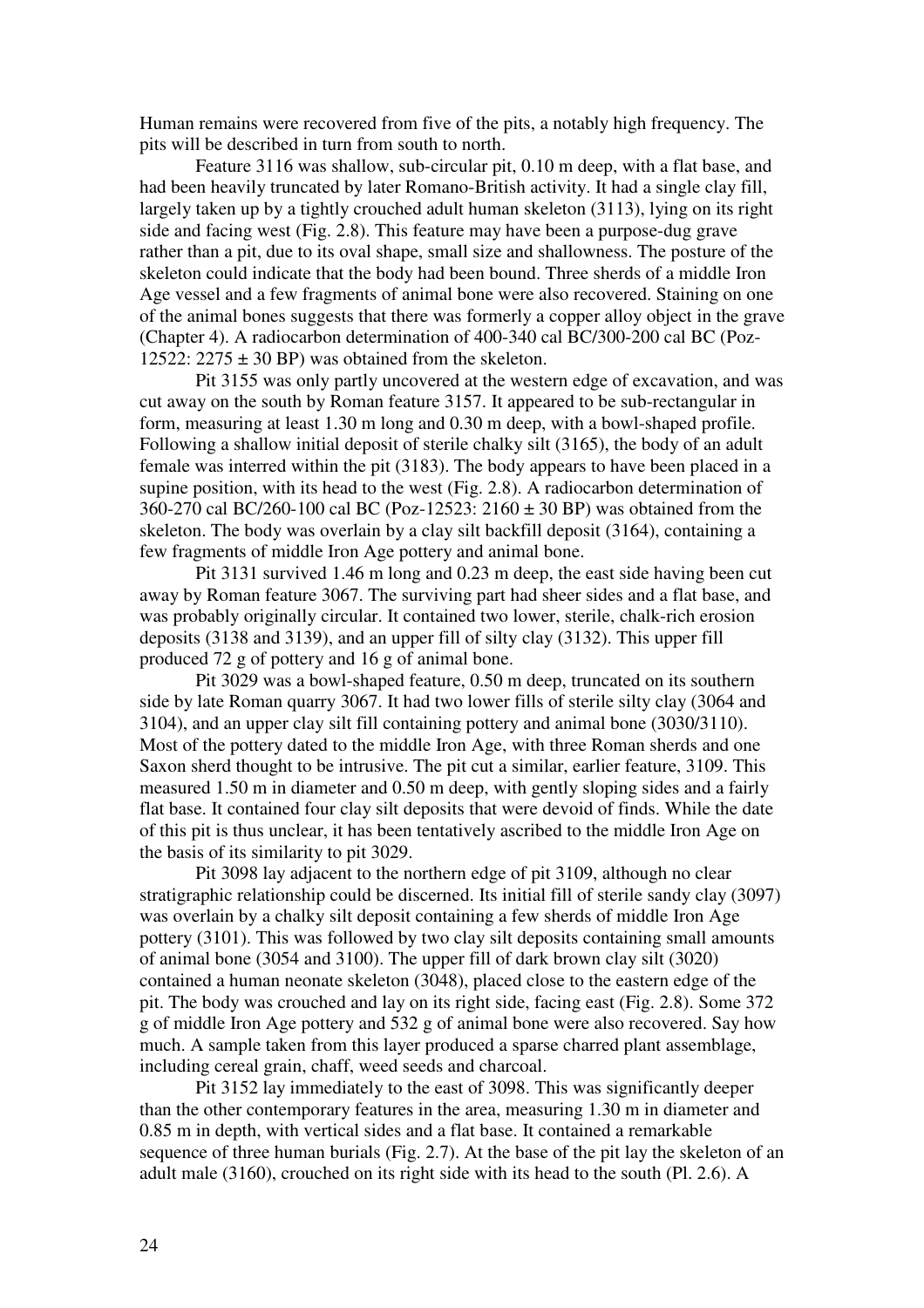Human remains were recovered from five of the pits, a notably high frequency. The pits will be described in turn from south to north.

Feature 3116 was shallow, sub-circular pit, 0.10 m deep, with a flat base, and had been heavily truncated by later Romano-British activity. It had a single clay fill, largely taken up by a tightly crouched adult human skeleton (3113), lying on its right side and facing west (Fig. 2.8). This feature may have been a purpose-dug grave rather than a pit, due to its oval shape, small size and shallowness. The posture of the skeleton could indicate that the body had been bound. Three sherds of a middle Iron Age vessel and a few fragments of animal bone were also recovered. Staining on one of the animal bones suggests that there was formerly a copper alloy object in the grave (Chapter 4). A radiocarbon determination of 400-340 cal BC/300-200 cal BC (Poz-12522: 2275 ± 30 BP) was obtained from the skeleton.

Pit 3155 was only partly uncovered at the western edge of excavation, and was cut away on the south by Roman feature 3157. It appeared to be sub-rectangular in form, measuring at least 1.30 m long and 0.30 m deep, with a bowl-shaped profile. Following a shallow initial deposit of sterile chalky silt (3165), the body of an adult female was interred within the pit (3183). The body appears to have been placed in a supine position, with its head to the west (Fig. 2.8). A radiocarbon determination of 360-270 cal BC/260-100 cal BC (Poz-12523: 2160 ± 30 BP) was obtained from the skeleton. The body was overlain by a clay silt backfill deposit (3164), containing a few fragments of middle Iron Age pottery and animal bone.

Pit 3131 survived 1.46 m long and 0.23 m deep, the east side having been cut away by Roman feature 3067. The surviving part had sheer sides and a flat base, and was probably originally circular. It contained two lower, sterile, chalk-rich erosion deposits (3138 and 3139), and an upper fill of silty clay (3132). This upper fill produced 72 g of pottery and 16 g of animal bone.

Pit 3029 was a bowl-shaped feature, 0.50 m deep, truncated on its southern side by late Roman quarry 3067. It had two lower fills of sterile silty clay (3064 and 3104), and an upper clay silt fill containing pottery and animal bone (3030/3110). Most of the pottery dated to the middle Iron Age, with three Roman sherds and one Saxon sherd thought to be intrusive. The pit cut a similar, earlier feature, 3109. This measured 1.50 m in diameter and 0.50 m deep, with gently sloping sides and a fairly flat base. It contained four clay silt deposits that were devoid of finds. While the date of this pit is thus unclear, it has been tentatively ascribed to the middle Iron Age on the basis of its similarity to pit 3029.

Pit 3098 lay adjacent to the northern edge of pit 3109, although no clear stratigraphic relationship could be discerned. Its initial fill of sterile sandy clay (3097) was overlain by a chalky silt deposit containing a few sherds of middle Iron Age pottery (3101). This was followed by two clay silt deposits containing small amounts of animal bone (3054 and 3100). The upper fill of dark brown clay silt (3020) contained a human neonate skeleton (3048), placed close to the eastern edge of the pit. The body was crouched and lay on its right side, facing east (Fig. 2.8). Some 372 g of middle Iron Age pottery and 532 g of animal bone were also recovered. Say how much. A sample taken from this layer produced a sparse charred plant assemblage, including cereal grain, chaff, weed seeds and charcoal.

Pit 3152 lay immediately to the east of 3098. This was significantly deeper than the other contemporary features in the area, measuring 1.30 m in diameter and 0.85 m in depth, with vertical sides and a flat base. It contained a remarkable sequence of three human burials (Fig. 2.7). At the base of the pit lay the skeleton of an adult male (3160), crouched on its right side with its head to the south (Pl. 2.6). A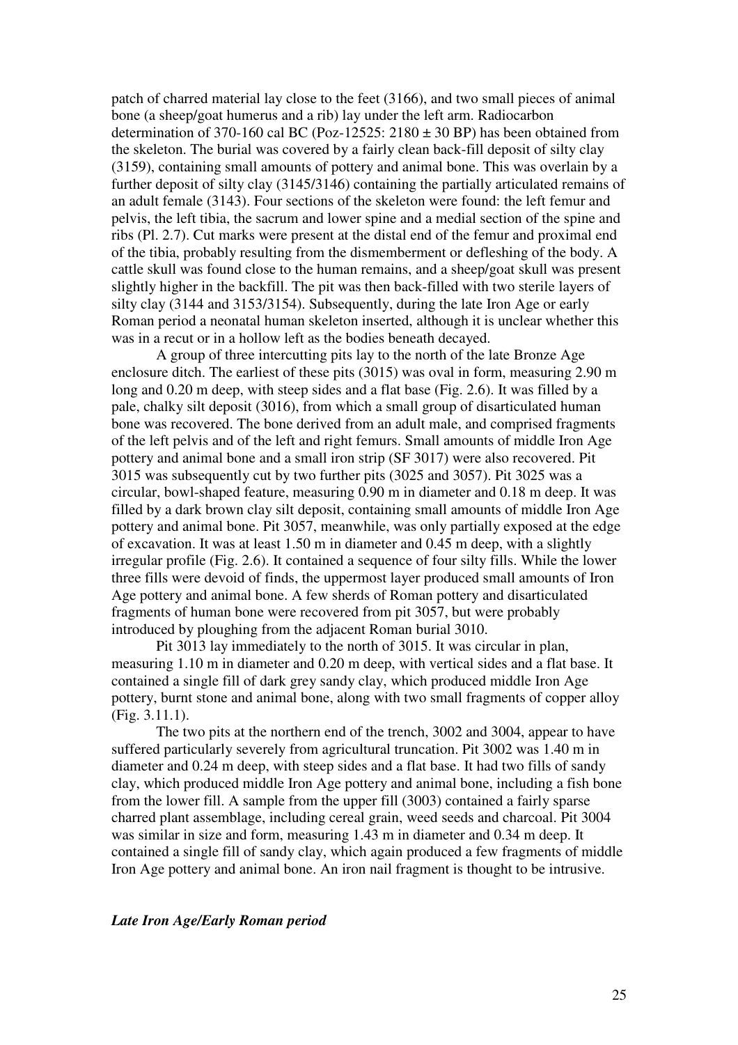patch of charred material lay close to the feet (3166), and two small pieces of animal bone (a sheep/goat humerus and a rib) lay under the left arm. Radiocarbon determination of 370-160 cal BC (Poz-12525: 2180 ± 30 BP) has been obtained from the skeleton. The burial was covered by a fairly clean back-fill deposit of silty clay (3159), containing small amounts of pottery and animal bone. This was overlain by a further deposit of silty clay (3145/3146) containing the partially articulated remains of an adult female (3143). Four sections of the skeleton were found: the left femur and pelvis, the left tibia, the sacrum and lower spine and a medial section of the spine and ribs (Pl. 2.7). Cut marks were present at the distal end of the femur and proximal end of the tibia, probably resulting from the dismemberment or defleshing of the body. A cattle skull was found close to the human remains, and a sheep/goat skull was present slightly higher in the backfill. The pit was then back-filled with two sterile layers of silty clay (3144 and 3153/3154). Subsequently, during the late Iron Age or early Roman period a neonatal human skeleton inserted, although it is unclear whether this was in a recut or in a hollow left as the bodies beneath decayed.

A group of three intercutting pits lay to the north of the late Bronze Age enclosure ditch. The earliest of these pits (3015) was oval in form, measuring 2.90 m long and 0.20 m deep, with steep sides and a flat base (Fig. 2.6). It was filled by a pale, chalky silt deposit (3016), from which a small group of disarticulated human bone was recovered. The bone derived from an adult male, and comprised fragments of the left pelvis and of the left and right femurs. Small amounts of middle Iron Age pottery and animal bone and a small iron strip (SF 3017) were also recovered. Pit 3015 was subsequently cut by two further pits (3025 and 3057). Pit 3025 was a circular, bowl-shaped feature, measuring 0.90 m in diameter and 0.18 m deep. It was filled by a dark brown clay silt deposit, containing small amounts of middle Iron Age pottery and animal bone. Pit 3057, meanwhile, was only partially exposed at the edge of excavation. It was at least 1.50 m in diameter and 0.45 m deep, with a slightly irregular profile (Fig. 2.6). It contained a sequence of four silty fills. While the lower three fills were devoid of finds, the uppermost layer produced small amounts of Iron Age pottery and animal bone. A few sherds of Roman pottery and disarticulated fragments of human bone were recovered from pit 3057, but were probably introduced by ploughing from the adjacent Roman burial 3010.

Pit 3013 lay immediately to the north of 3015. It was circular in plan, measuring 1.10 m in diameter and 0.20 m deep, with vertical sides and a flat base. It contained a single fill of dark grey sandy clay, which produced middle Iron Age pottery, burnt stone and animal bone, along with two small fragments of copper alloy (Fig. 3.11.1).

The two pits at the northern end of the trench, 3002 and 3004, appear to have suffered particularly severely from agricultural truncation. Pit 3002 was 1.40 m in diameter and 0.24 m deep, with steep sides and a flat base. It had two fills of sandy clay, which produced middle Iron Age pottery and animal bone, including a fish bone from the lower fill. A sample from the upper fill (3003) contained a fairly sparse charred plant assemblage, including cereal grain, weed seeds and charcoal. Pit 3004 was similar in size and form, measuring 1.43 m in diameter and 0.34 m deep. It contained a single fill of sandy clay, which again produced a few fragments of middle Iron Age pottery and animal bone. An iron nail fragment is thought to be intrusive.

***Late Iron Age/Early Roman period***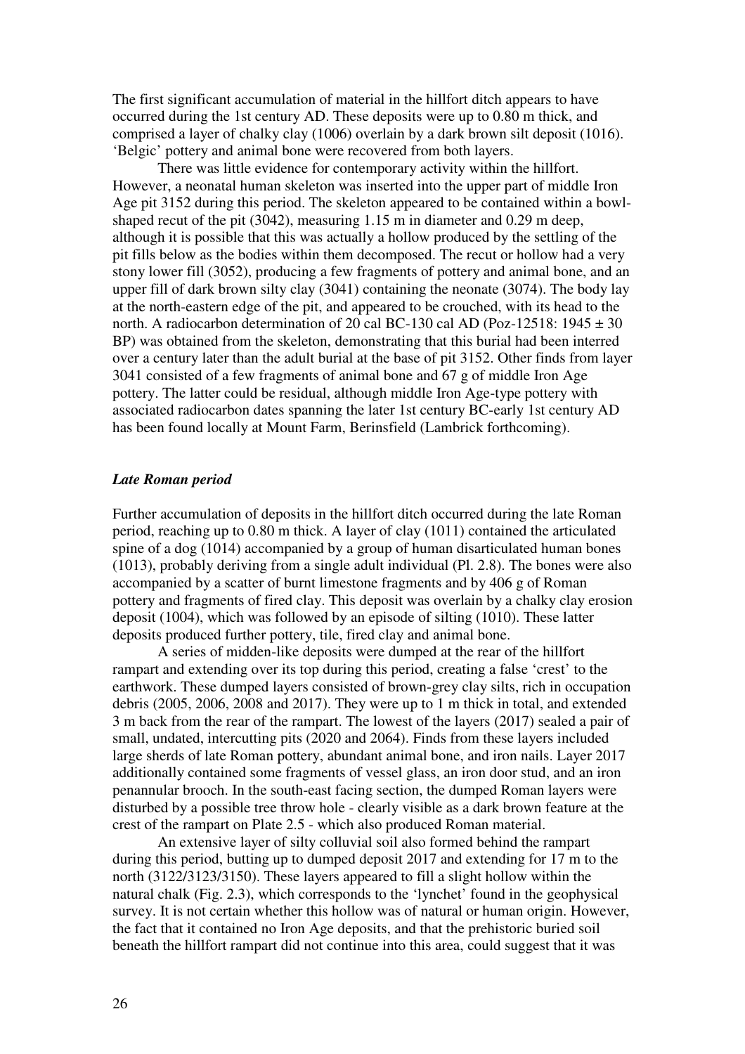The first significant accumulation of material in the hillfort ditch appears to have occurred during the 1st century AD. These deposits were up to 0.80 m thick, and comprised a layer of chalky clay (1006) overlain by a dark brown silt deposit (1016). 'Belgic' pottery and animal bone were recovered from both layers.

There was little evidence for contemporary activity within the hillfort. However, a neonatal human skeleton was inserted into the upper part of middle Iron Age pit 3152 during this period. The skeleton appeared to be contained within a bowl-shaped recut of the pit (3042), measuring 1.15 m in diameter and 0.29 m deep, although it is possible that this was actually a hollow produced by the settling of the pit fills below as the bodies within them decomposed. The recut or hollow had a very stony lower fill (3052), producing a few fragments of pottery and animal bone, and an upper fill of dark brown silty clay (3041) containing the neonate (3074). The body lay at the north-eastern edge of the pit, and appeared to be crouched, with its head to the north. A radiocarbon determination of 20 cal BC-130 cal AD (Poz-12518: 1945 ± 30 BP) was obtained from the skeleton, demonstrating that this burial had been interred over a century later than the adult burial at the base of pit 3152. Other finds from layer 3041 consisted of a few fragments of animal bone and 67 g of middle Iron Age pottery. The latter could be residual, although middle Iron Age-type pottery with associated radiocarbon dates spanning the later 1st century BC-early 1st century AD has been found locally at Mount Farm, Berinsfield (Lambrick forthcoming).

### *Late Roman period*

Further accumulation of deposits in the hillfort ditch occurred during the late Roman period, reaching up to 0.80 m thick. A layer of clay (1011) contained the articulated spine of a dog (1014) accompanied by a group of human disarticulated human bones (1013), probably deriving from a single adult individual (Pl. 2.8). The bones were also accompanied by a scatter of burnt limestone fragments and by 406 g of Roman pottery and fragments of fired clay. This deposit was overlain by a chalky clay erosion deposit (1004), which was followed by an episode of silting (1010). These latter deposits produced further pottery, tile, fired clay and animal bone.

A series of midden-like deposits were dumped at the rear of the hillfort rampart and extending over its top during this period, creating a false 'crest' to the earthwork. These dumped layers consisted of brown-grey clay silts, rich in occupation debris (2005, 2006, 2008 and 2017). They were up to 1 m thick in total, and extended 3 m back from the rear of the rampart. The lowest of the layers (2017) sealed a pair of small, undated, intercutting pits (2020 and 2064). Finds from these layers included large sherds of late Roman pottery, abundant animal bone, and iron nails. Layer 2017 additionally contained some fragments of vessel glass, an iron door stud, and an iron penannular brooch. In the south-east facing section, the dumped Roman layers were disturbed by a possible tree throw hole - clearly visible as a dark brown feature at the crest of the rampart on Plate 2.5 - which also produced Roman material.

An extensive layer of silty colluvial soil also formed behind the rampart during this period, butting up to dumped deposit 2017 and extending for 17 m to the north (3122/3123/3150). These layers appeared to fill a slight hollow within the natural chalk (Fig. 2.3), which corresponds to the 'lynchet' found in the geophysical survey. It is not certain whether this hollow was of natural or human origin. However, the fact that it contained no Iron Age deposits, and that the prehistoric buried soil beneath the hillfort rampart did not continue into this area, could suggest that it was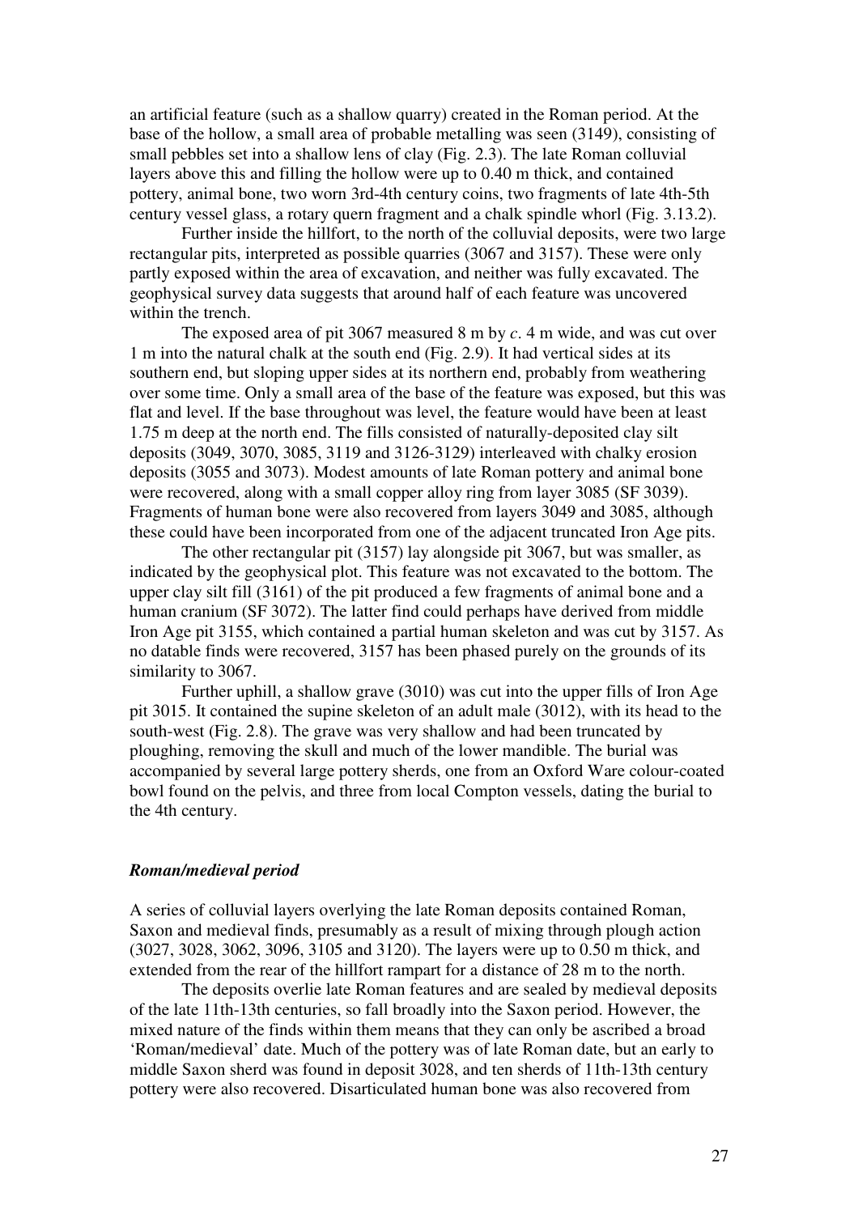an artificial feature (such as a shallow quarry) created in the Roman period. At the base of the hollow, a small area of probable metalling was seen (3149), consisting of small pebbles set into a shallow lens of clay (Fig. 2.3). The late Roman colluvial layers above this and filling the hollow were up to 0.40 m thick, and contained pottery, animal bone, two worn 3rd-4th century coins, two fragments of late 4th-5th century vessel glass, a rotary quern fragment and a chalk spindle whorl (Fig. 3.13.2).

Further inside the hillfort, to the north of the colluvial deposits, were two large rectangular pits, interpreted as possible quarries (3067 and 3157). These were only partly exposed within the area of excavation, and neither was fully excavated. The geophysical survey data suggests that around half of each feature was uncovered within the trench.

The exposed area of pit 3067 measured 8 m by *c*. 4 m wide, and was cut over 1 m into the natural chalk at the south end (Fig. 2.9). It had vertical sides at its southern end, but sloping upper sides at its northern end, probably from weathering over some time. Only a small area of the base of the feature was exposed, but this was flat and level. If the base throughout was level, the feature would have been at least 1.75 m deep at the north end. The fills consisted of naturally-deposited clay silt deposits (3049, 3070, 3085, 3119 and 3126-3129) interleaved with chalky erosion deposits (3055 and 3073). Modest amounts of late Roman pottery and animal bone were recovered, along with a small copper alloy ring from layer 3085 (SF 3039). Fragments of human bone were also recovered from layers 3049 and 3085, although these could have been incorporated from one of the adjacent truncated Iron Age pits.

The other rectangular pit (3157) lay alongside pit 3067, but was smaller, as indicated by the geophysical plot. This feature was not excavated to the bottom. The upper clay silt fill (3161) of the pit produced a few fragments of animal bone and a human cranium (SF 3072). The latter find could perhaps have derived from middle Iron Age pit 3155, which contained a partial human skeleton and was cut by 3157. As no datable finds were recovered, 3157 has been phased purely on the grounds of its similarity to 3067.

Further uphill, a shallow grave (3010) was cut into the upper fills of Iron Age pit 3015. It contained the supine skeleton of an adult male (3012), with its head to the south-west (Fig. 2.8). The grave was very shallow and had been truncated by ploughing, removing the skull and much of the lower mandible. The burial was accompanied by several large pottery sherds, one from an Oxford Ware colour-coated bowl found on the pelvis, and three from local Compton vessels, dating the burial to the 4th century.

### *Roman/medieval period*

A series of colluvial layers overlying the late Roman deposits contained Roman, Saxon and medieval finds, presumably as a result of mixing through plough action (3027, 3028, 3062, 3096, 3105 and 3120). The layers were up to 0.50 m thick, and extended from the rear of the hillfort rampart for a distance of 28 m to the north.

The deposits overlie late Roman features and are sealed by medieval deposits of the late 11th-13th centuries, so fall broadly into the Saxon period. However, the mixed nature of the finds within them means that they can only be ascribed a broad 'Roman/medieval' date. Much of the pottery was of late Roman date, but an early to middle Saxon sherd was found in deposit 3028, and ten sherds of 11th-13th century pottery were also recovered. Disarticulated human bone was also recovered from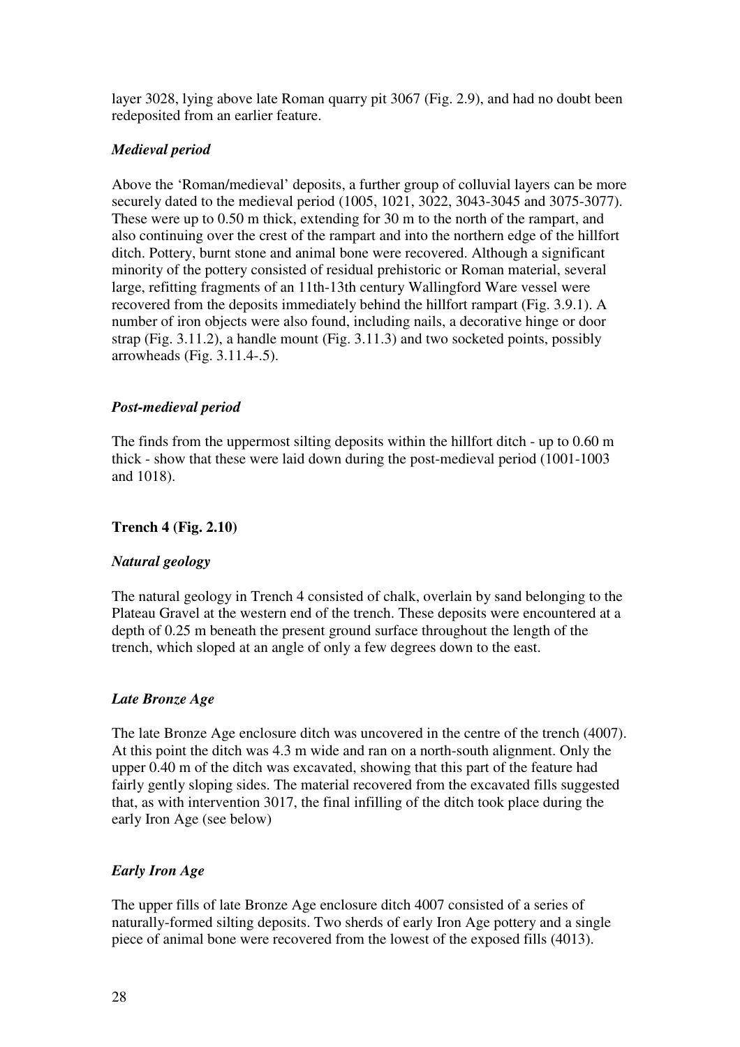layer 3028, lying above late Roman quarry pit 3067 (Fig. 2.9), and had no doubt been redeposited from an earlier feature.

### *Medieval period*

Above the 'Roman/medieval' deposits, a further group of colluvial layers can be more securely dated to the medieval period (1005, 1021, 3022, 3043-3045 and 3075-3077). These were up to 0.50 m thick, extending for 30 m to the north of the rampart, and also continuing over the crest of the rampart and into the northern edge of the hillfort ditch. Pottery, burnt stone and animal bone were recovered. Although a significant minority of the pottery consisted of residual prehistoric or Roman material, several large, refitting fragments of an 11th-13th century Wallingford Ware vessel were recovered from the deposits immediately behind the hillfort rampart (Fig. 3.9.1). A number of iron objects were also found, including nails, a decorative hinge or door strap (Fig. 3.11.2), a handle mount (Fig. 3.11.3) and two socketed points, possibly arrowheads (Fig. 3.11.4-.5).

### *Post-medieval period*

The finds from the uppermost silting deposits within the hillfort ditch - up to 0.60 m thick - show that these were laid down during the post-medieval period (1001-1003 and 1018).

## **Trench 4 (Fig. 2.10)**

### *Natural geology*

The natural geology in Trench 4 consisted of chalk, overlain by sand belonging to the Plateau Gravel at the western end of the trench. These deposits were encountered at a depth of 0.25 m beneath the present ground surface throughout the length of the trench, which sloped at an angle of only a few degrees down to the east.

### *Late Bronze Age*

The late Bronze Age enclosure ditch was uncovered in the centre of the trench (4007). At this point the ditch was 4.3 m wide and ran on a north-south alignment. Only the upper 0.40 m of the ditch was excavated, showing that this part of the feature had fairly gently sloping sides. The material recovered from the excavated fills suggested that, as with intervention 3017, the final infilling of the ditch took place during the early Iron Age (see below)

### *Early Iron Age*

The upper fills of late Bronze Age enclosure ditch 4007 consisted of a series of naturally-formed silting deposits. Two sherds of early Iron Age pottery and a single piece of animal bone were recovered from the lowest of the exposed fills (4013).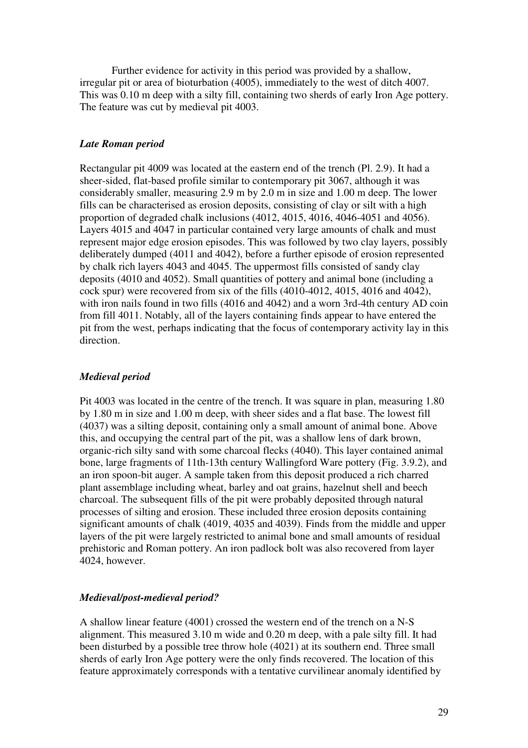Further evidence for activity in this period was provided by a shallow, irregular pit or area of bioturbation (4005), immediately to the west of ditch 4007. This was 0.10 m deep with a silty fill, containing two sherds of early Iron Age pottery. The feature was cut by medieval pit 4003.

### *Late Roman period*

Rectangular pit 4009 was located at the eastern end of the trench (Pl. 2.9). It had a sheer-sided, flat-based profile similar to contemporary pit 3067, although it was considerably smaller, measuring 2.9 m by 2.0 m in size and 1.00 m deep. The lower fills can be characterised as erosion deposits, consisting of clay or silt with a high proportion of degraded chalk inclusions (4012, 4015, 4016, 4046-4051 and 4056). Layers 4015 and 4047 in particular contained very large amounts of chalk and must represent major edge erosion episodes. This was followed by two clay layers, possibly deliberately dumped (4011 and 4042), before a further episode of erosion represented by chalk rich layers 4043 and 4045. The uppermost fills consisted of sandy clay deposits (4010 and 4052). Small quantities of pottery and animal bone (including a cock spur) were recovered from six of the fills (4010-4012, 4015, 4016 and 4042), with iron nails found in two fills (4016 and 4042) and a worn 3rd-4th century AD coin from fill 4011. Notably, all of the layers containing finds appear to have entered the pit from the west, perhaps indicating that the focus of contemporary activity lay in this direction.

### *Medieval period*

Pit 4003 was located in the centre of the trench. It was square in plan, measuring 1.80 by 1.80 m in size and 1.00 m deep, with sheer sides and a flat base. The lowest fill (4037) was a silting deposit, containing only a small amount of animal bone. Above this, and occupying the central part of the pit, was a shallow lens of dark brown, organic-rich silty sand with some charcoal flecks (4040). This layer contained animal bone, large fragments of 11th-13th century Wallingford Ware pottery (Fig. 3.9.2), and an iron spoon-bit auger. A sample taken from this deposit produced a rich charred plant assemblage including wheat, barley and oat grains, hazelnut shell and beech charcoal. The subsequent fills of the pit were probably deposited through natural processes of silting and erosion. These included three erosion deposits containing significant amounts of chalk (4019, 4035 and 4039). Finds from the middle and upper layers of the pit were largely restricted to animal bone and small amounts of residual prehistoric and Roman pottery. An iron padlock bolt was also recovered from layer 4024, however.

### *Medieval/post-medieval period?*

A shallow linear feature (4001) crossed the western end of the trench on a N-S alignment. This measured 3.10 m wide and 0.20 m deep, with a pale silty fill. It had been disturbed by a possible tree throw hole (4021) at its southern end. Three small sherds of early Iron Age pottery were the only finds recovered. The location of this feature approximately corresponds with a tentative curvilinear anomaly identified by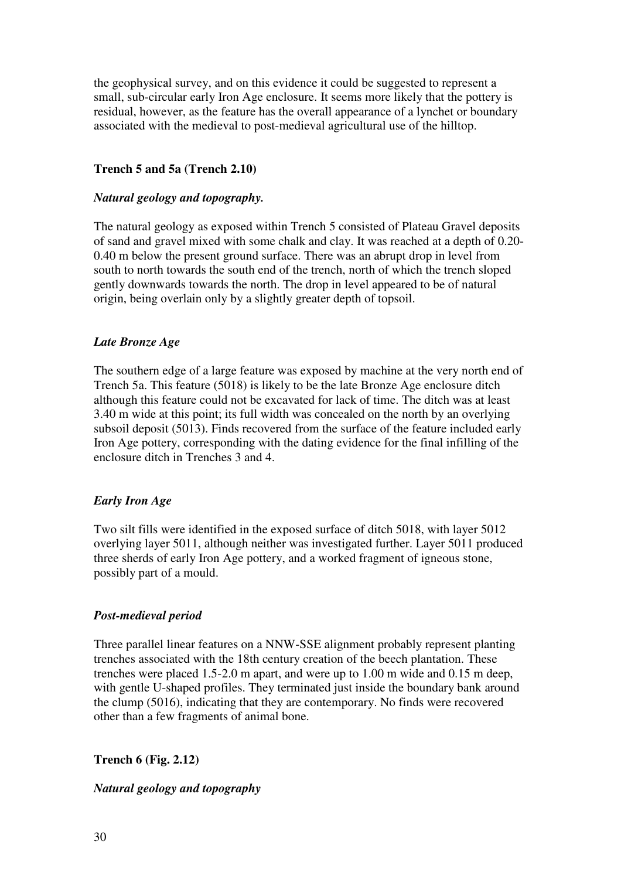the geophysical survey, and on this evidence it could be suggested to represent a small, sub-circular early Iron Age enclosure. It seems more likely that the pottery is residual, however, as the feature has the overall appearance of a lynchet or boundary associated with the medieval to post-medieval agricultural use of the hilltop.

### Trench 5 and 5a (Trench 2.10)

#### *Natural geology and topography.*

The natural geology as exposed within Trench 5 consisted of Plateau Gravel deposits of sand and gravel mixed with some chalk and clay. It was reached at a depth of 0.20-0.40 m below the present ground surface. There was an abrupt drop in level from south to north towards the south end of the trench, north of which the trench sloped gently downwards towards the north. The drop in level appeared to be of natural origin, being overlain only by a slightly greater depth of topsoil.

#### *Late Bronze Age*

The southern edge of a large feature was exposed by machine at the very north end of Trench 5a. This feature (5018) is likely to be the late Bronze Age enclosure ditch although this feature could not be excavated for lack of time. The ditch was at least 3.40 m wide at this point; its full width was concealed on the north by an overlying subsoil deposit (5013). Finds recovered from the surface of the feature included early Iron Age pottery, corresponding with the dating evidence for the final infilling of the enclosure ditch in Trenches 3 and 4.

#### *Early Iron Age*

Two silt fills were identified in the exposed surface of ditch 5018, with layer 5012 overlying layer 5011, although neither was investigated further. Layer 5011 produced three sherds of early Iron Age pottery, and a worked fragment of igneous stone, possibly part of a mould.

#### *Post-medieval period*

Three parallel linear features on a NNW-SSE alignment probably represent planting trenches associated with the 18th century creation of the beech plantation. These trenches were placed 1.5-2.0 m apart, and were up to 1.00 m wide and 0.15 m deep, with gentle U-shaped profiles. They terminated just inside the boundary bank around the clump (5016), indicating that they are contemporary. No finds were recovered other than a few fragments of animal bone.

### Trench 6 (Fig. 2.12)

#### *Natural geology and topography*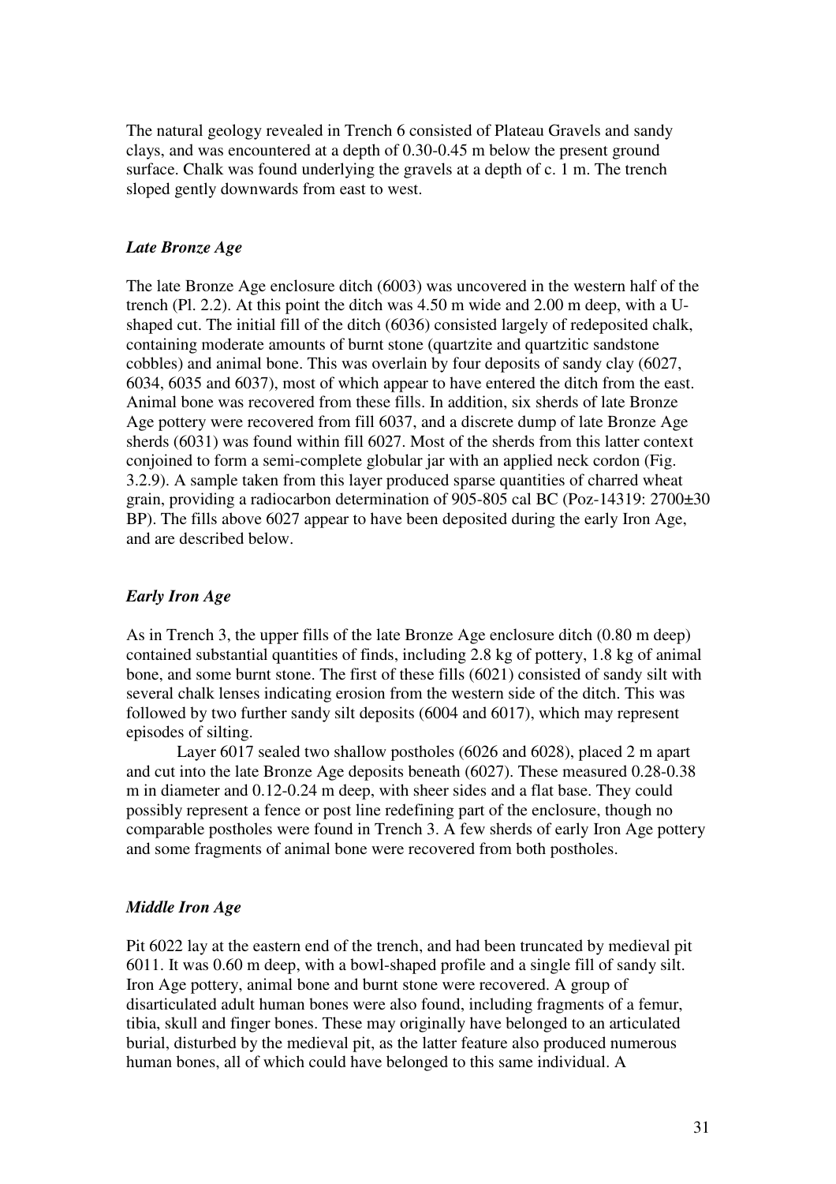The natural geology revealed in Trench 6 consisted of Plateau Gravels and sandy clays, and was encountered at a depth of 0.30-0.45 m below the present ground surface. Chalk was found underlying the gravels at a depth of c. 1 m. The trench sloped gently downwards from east to west.

### *Late Bronze Age*

The late Bronze Age enclosure ditch (6003) was uncovered in the western half of the trench (Pl. 2.2). At this point the ditch was 4.50 m wide and 2.00 m deep, with a U-shaped cut. The initial fill of the ditch (6036) consisted largely of redeposited chalk, containing moderate amounts of burnt stone (quartzite and quartzitic sandstone cobbles) and animal bone. This was overlain by four deposits of sandy clay (6027, 6034, 6035 and 6037), most of which appear to have entered the ditch from the east. Animal bone was recovered from these fills. In addition, six sherds of late Bronze Age pottery were recovered from fill 6037, and a discrete dump of late Bronze Age sherds (6031) was found within fill 6027. Most of the sherds from this latter context conjoined to form a semi-complete globular jar with an applied neck cordon (Fig. 3.2.9). A sample taken from this layer produced sparse quantities of charred wheat grain, providing a radiocarbon determination of 905-805 cal BC (Poz-14319: 2700±30 BP). The fills above 6027 appear to have been deposited during the early Iron Age, and are described below.

### *Early Iron Age*

As in Trench 3, the upper fills of the late Bronze Age enclosure ditch (0.80 m deep) contained substantial quantities of finds, including 2.8 kg of pottery, 1.8 kg of animal bone, and some burnt stone. The first of these fills (6021) consisted of sandy silt with several chalk lenses indicating erosion from the western side of the ditch. This was followed by two further sandy silt deposits (6004 and 6017), which may represent episodes of silting.

Layer 6017 sealed two shallow postholes (6026 and 6028), placed 2 m apart and cut into the late Bronze Age deposits beneath (6027). These measured 0.28-0.38 m in diameter and 0.12-0.24 m deep, with sheer sides and a flat base. They could possibly represent a fence or post line redefining part of the enclosure, though no comparable postholes were found in Trench 3. A few sherds of early Iron Age pottery and some fragments of animal bone were recovered from both postholes.

### *Middle Iron Age*

Pit 6022 lay at the eastern end of the trench, and had been truncated by medieval pit 6011. It was 0.60 m deep, with a bowl-shaped profile and a single fill of sandy silt. Iron Age pottery, animal bone and burnt stone were recovered. A group of disarticulated adult human bones were also found, including fragments of a femur, tibia, skull and finger bones. These may originally have belonged to an articulated burial, disturbed by the medieval pit, as the latter feature also produced numerous human bones, all of which could have belonged to this same individual. A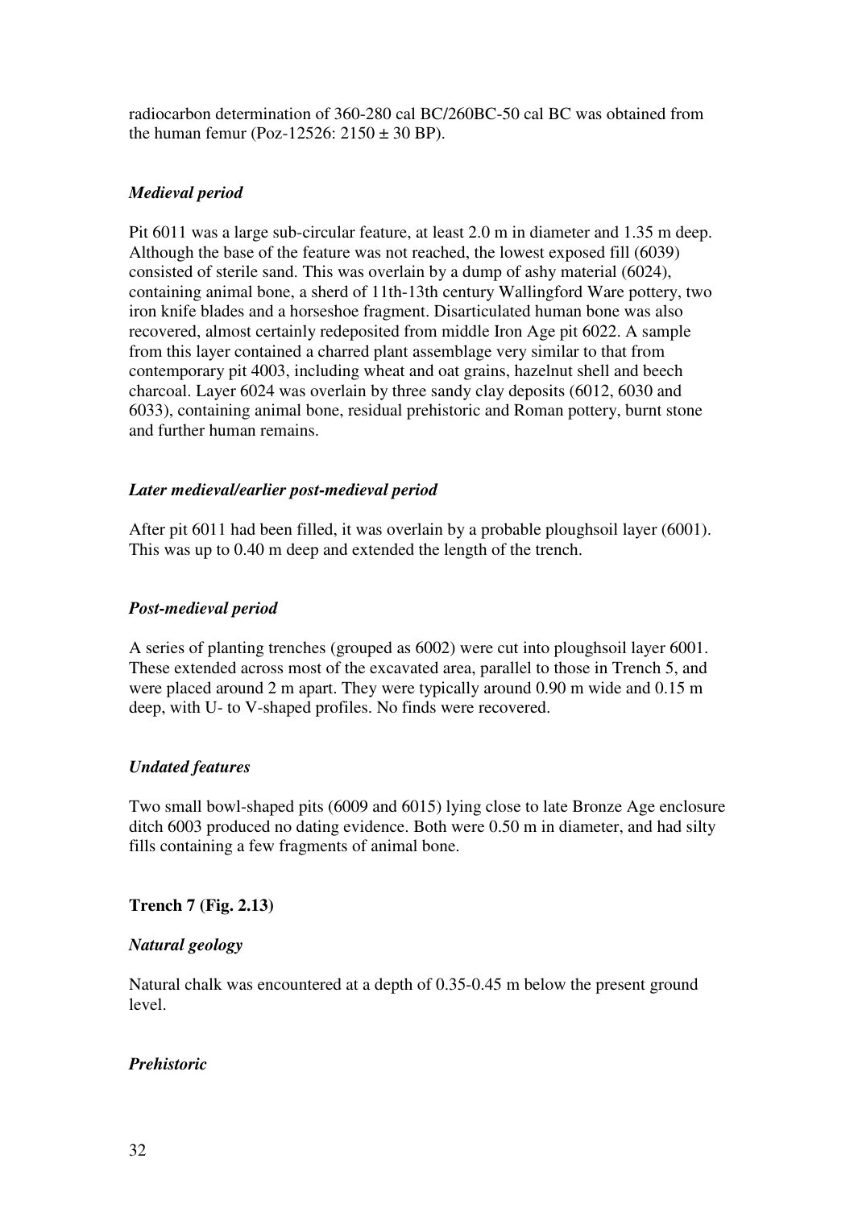radiocarbon determination of 360-280 cal BC/260BC-50 cal BC was obtained from the human femur (Poz-12526: 2150 ± 30 BP).

### *Medieval period*

Pit 6011 was a large sub-circular feature, at least 2.0 m in diameter and 1.35 m deep. Although the base of the feature was not reached, the lowest exposed fill (6039) consisted of sterile sand. This was overlain by a dump of ashy material (6024), containing animal bone, a sherd of 11th-13th century Wallingford Ware pottery, two iron knife blades and a horseshoe fragment. Disarticulated human bone was also recovered, almost certainly redeposited from middle Iron Age pit 6022. A sample from this layer contained a charred plant assemblage very similar to that from contemporary pit 4003, including wheat and oat grains, hazelnut shell and beech charcoal. Layer 6024 was overlain by three sandy clay deposits (6012, 6030 and 6033), containing animal bone, residual prehistoric and Roman pottery, burnt stone and further human remains.

### *Later medieval/earlier post-medieval period*

After pit 6011 had been filled, it was overlain by a probable ploughsoil layer (6001). This was up to 0.40 m deep and extended the length of the trench.

### *Post-medieval period*

A series of planting trenches (grouped as 6002) were cut into ploughsoil layer 6001. These extended across most of the excavated area, parallel to those in Trench 5, and were placed around 2 m apart. They were typically around 0.90 m wide and 0.15 m deep, with U- to V-shaped profiles. No finds were recovered.

### *Undated features*

Two small bowl-shaped pits (6009 and 6015) lying close to late Bronze Age enclosure ditch 6003 produced no dating evidence. Both were 0.50 m in diameter, and had silty fills containing a few fragments of animal bone.

## Trench 7 (Fig. 2.13)

### *Natural geology*

Natural chalk was encountered at a depth of 0.35-0.45 m below the present ground level.

### *Prehistoric*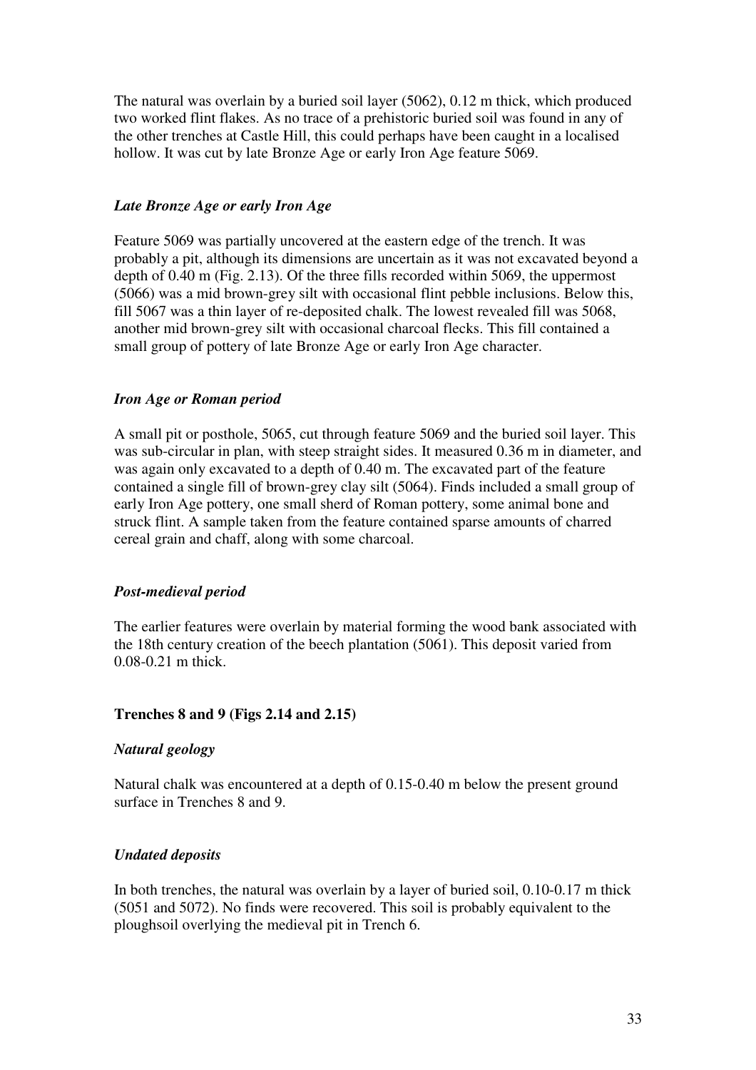The natural was overlain by a buried soil layer (5062), 0.12 m thick, which produced two worked flint flakes. As no trace of a prehistoric buried soil was found in any of the other trenches at Castle Hill, this could perhaps have been caught in a localised hollow. It was cut by late Bronze Age or early Iron Age feature 5069.

### *Late Bronze Age or early Iron Age*

Feature 5069 was partially uncovered at the eastern edge of the trench. It was probably a pit, although its dimensions are uncertain as it was not excavated beyond a depth of 0.40 m (Fig. 2.13). Of the three fills recorded within 5069, the uppermost (5066) was a mid brown-grey silt with occasional flint pebble inclusions. Below this, fill 5067 was a thin layer of re-deposited chalk. The lowest revealed fill was 5068, another mid brown-grey silt with occasional charcoal flecks. This fill contained a small group of pottery of late Bronze Age or early Iron Age character.

### *Iron Age or Roman period*

A small pit or posthole, 5065, cut through feature 5069 and the buried soil layer. This was sub-circular in plan, with steep straight sides. It measured 0.36 m in diameter, and was again only excavated to a depth of 0.40 m. The excavated part of the feature contained a single fill of brown-grey clay silt (5064). Finds included a small group of early Iron Age pottery, one small sherd of Roman pottery, some animal bone and struck flint. A sample taken from the feature contained sparse amounts of charred cereal grain and chaff, along with some charcoal.

### *Post-medieval period*

The earlier features were overlain by material forming the wood bank associated with the 18th century creation of the beech plantation (5061). This deposit varied from 0.08-0.21 m thick.

## **Trenches 8 and 9 (Figs 2.14 and 2.15)**

### *Natural geology*

Natural chalk was encountered at a depth of 0.15-0.40 m below the present ground surface in Trenches 8 and 9.

### *Undated deposits*

In both trenches, the natural was overlain by a layer of buried soil, 0.10-0.17 m thick (5051 and 5072). No finds were recovered. This soil is probably equivalent to the ploughsoil overlying the medieval pit in Trench 6.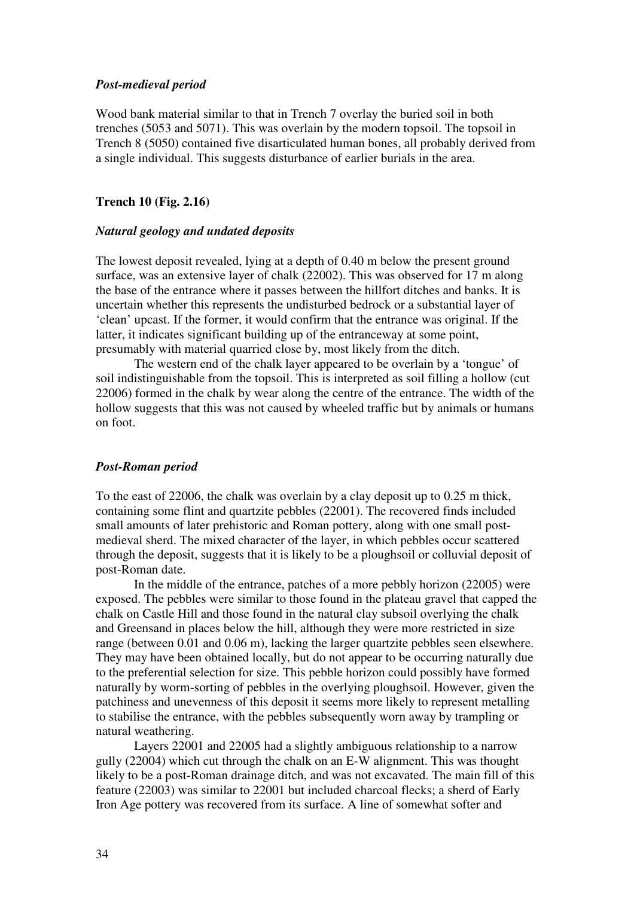### *Post-medieval period*

Wood bank material similar to that in Trench 7 overlay the buried soil in both trenches (5053 and 5071). This was overlain by the modern topsoil. The topsoil in Trench 8 (5050) contained five disarticulated human bones, all probably derived from a single individual. This suggests disturbance of earlier burials in the area.

## Trench 10 (Fig. 2.16)

### *Natural geology and undated deposits*

The lowest deposit revealed, lying at a depth of 0.40 m below the present ground surface, was an extensive layer of chalk (22002). This was observed for 17 m along the base of the entrance where it passes between the hillfort ditches and banks. It is uncertain whether this represents the undisturbed bedrock or a substantial layer of 'clean' upcast. If the former, it would confirm that the entrance was original. If the latter, it indicates significant building up of the entranceway at some point, presumably with material quarried close by, most likely from the ditch.

The western end of the chalk layer appeared to be overlain by a 'tongue' of soil indistinguishable from the topsoil. This is interpreted as soil filling a hollow (cut 22006) formed in the chalk by wear along the centre of the entrance. The width of the hollow suggests that this was not caused by wheeled traffic but by animals or humans on foot.

### *Post-Roman period*

To the east of 22006, the chalk was overlain by a clay deposit up to 0.25 m thick, containing some flint and quartzite pebbles (22001). The recovered finds included small amounts of later prehistoric and Roman pottery, along with one small post-medieval sherd. The mixed character of the layer, in which pebbles occur scattered through the deposit, suggests that it is likely to be a ploughsoil or colluvial deposit of post-Roman date.

In the middle of the entrance, patches of a more pebbly horizon (22005) were exposed. The pebbles were similar to those found in the plateau gravel that capped the chalk on Castle Hill and those found in the natural clay subsoil overlying the chalk and Greensand in places below the hill, although they were more restricted in size range (between 0.01 and 0.06 m), lacking the larger quartzite pebbles seen elsewhere. They may have been obtained locally, but do not appear to be occurring naturally due to the preferential selection for size. This pebble horizon could possibly have formed naturally by worm-sorting of pebbles in the overlying ploughsoil. However, given the patchiness and unevenness of this deposit it seems more likely to represent metalling to stabilise the entrance, with the pebbles subsequently worn away by trampling or natural weathering.

Layers 22001 and 22005 had a slightly ambiguous relationship to a narrow gully (22004) which cut through the chalk on an E-W alignment. This was thought likely to be a post-Roman drainage ditch, and was not excavated. The main fill of this feature (22003) was similar to 22001 but included charcoal flecks; a sherd of Early Iron Age pottery was recovered from its surface. A line of somewhat softer and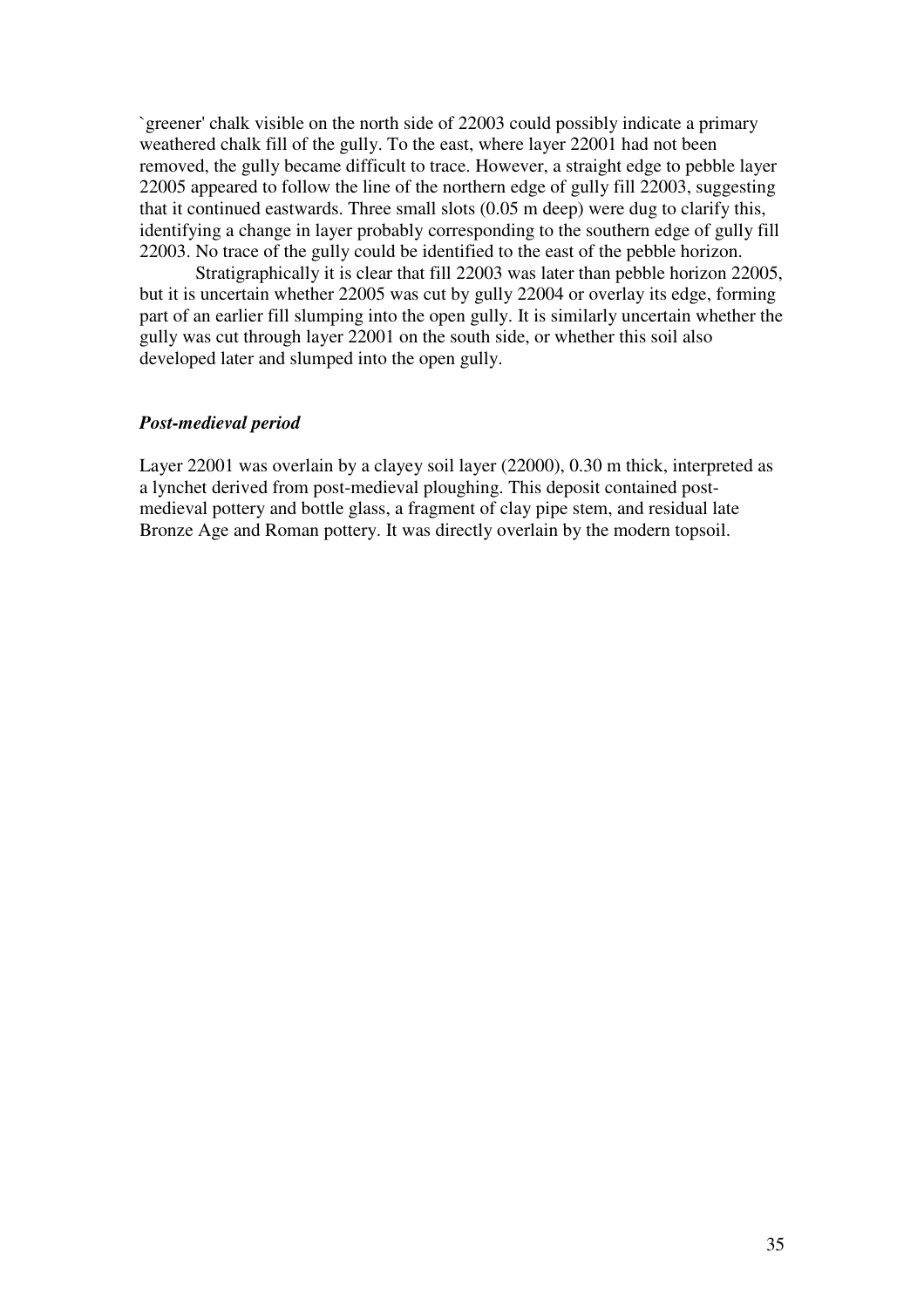`greener' chalk visible on the north side of 22003 could possibly indicate a primary weathered chalk fill of the gully. To the east, where layer 22001 had not been removed, the gully became difficult to trace. However, a straight edge to pebble layer 22005 appeared to follow the line of the northern edge of gully fill 22003, suggesting that it continued eastwards. Three small slots (0.05 m deep) were dug to clarify this, identifying a change in layer probably corresponding to the southern edge of gully fill 22003. No trace of the gully could be identified to the east of the pebble horizon.

Stratigraphically it is clear that fill 22003 was later than pebble horizon 22005, but it is uncertain whether 22005 was cut by gully 22004 or overlay its edge, forming part of an earlier fill slumping into the open gully. It is similarly uncertain whether the gully was cut through layer 22001 on the south side, or whether this soil also developed later and slumped into the open gully.

### ***Post-medieval period***

Layer 22001 was overlain by a clayey soil layer (22000), 0.30 m thick, interpreted as a lynchet derived from post-medieval ploughing. This deposit contained post-medieval pottery and bottle glass, a fragment of clay pipe stem, and residual late Bronze Age and Roman pottery. It was directly overlain by the modern topsoil.